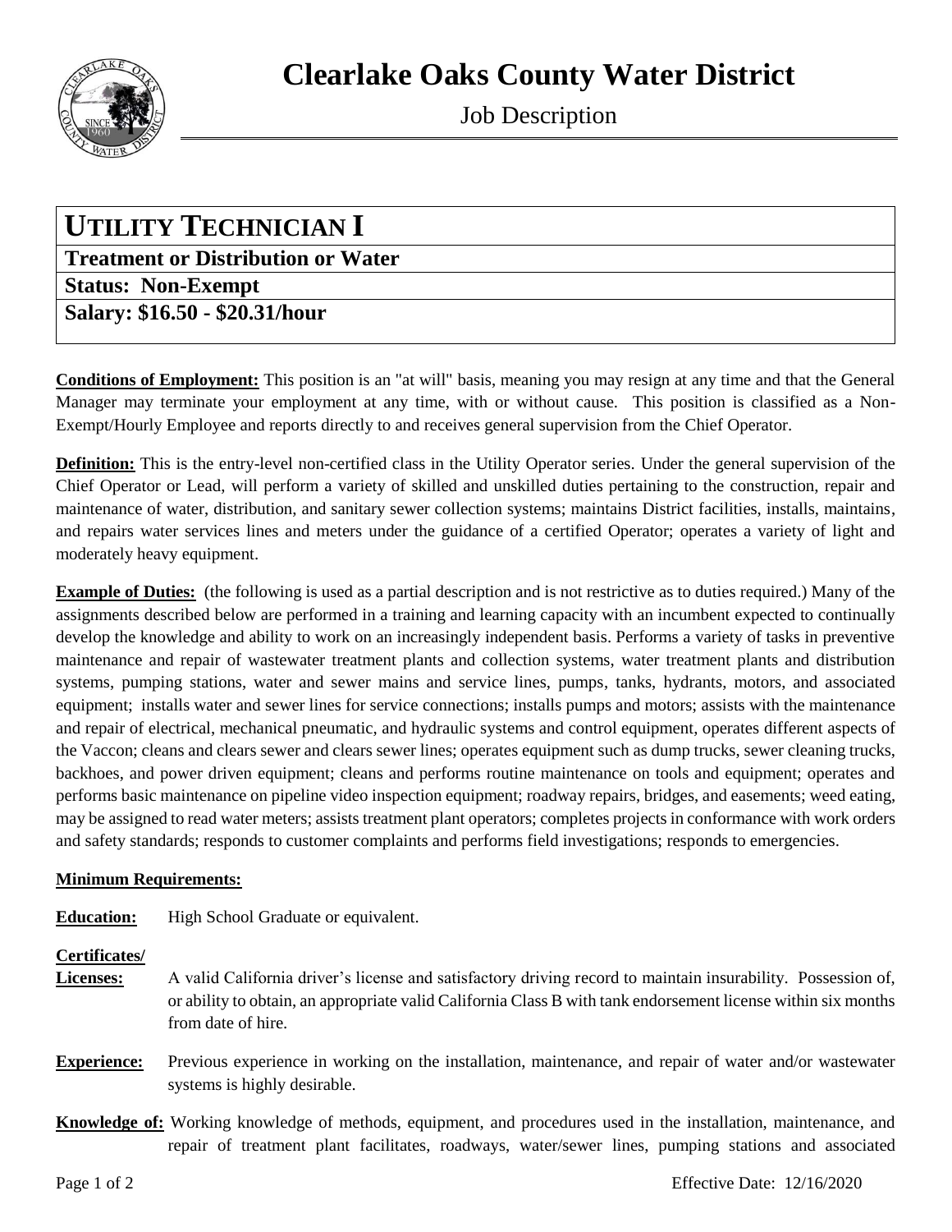# Clearlake Oaks County Water District

Job Description

## UTILITY TECHNICIAN I

**Treatment or Distribution or Water**

**Status: Non-Exempt**

**Salary: $16.50 - $20.31/hour**

**Conditions of Employment:** This position is an "at will" basis, meaning you may resign at any time and that the General Manager may terminate your employment at any time, with or without cause. This position is classified as a Non-Exempt/Hourly Employee and reports directly to and receives general supervision from the Chief Operator.

**Definition:** This is the entry-level non-certified class in the Utility Operator series. Under the general supervision of the Chief Operator or Lead, will perform a variety of skilled and unskilled duties pertaining to the construction, repair and maintenance of water, distribution, and sanitary sewer collection systems; maintains District facilities, installs, maintains, and repairs water services lines and meters under the guidance of a certified Operator; operates a variety of light and moderately heavy equipment.

**Example of Duties:** (the following is used as a partial description and is not restrictive as to duties required.) Many of the assignments described below are performed in a training and learning capacity with an incumbent expected to continually develop the knowledge and ability to work on an increasingly independent basis. Performs a variety of tasks in preventive maintenance and repair of wastewater treatment plants and collection systems, water treatment plants and distribution systems, pumping stations, water and sewer mains and service lines, pumps, tanks, hydrants, motors, and associated equipment; installs water and sewer lines for service connections; installs pumps and motors; assists with the maintenance and repair of electrical, mechanical pneumatic, and hydraulic systems and control equipment, operates different aspects of the Vaccon; cleans and clears sewer and clears sewer lines; operates equipment such as dump trucks, sewer cleaning trucks, backhoes, and power driven equipment; cleans and performs routine maintenance on tools and equipment; operates and performs basic maintenance on pipeline video inspection equipment; roadway repairs, bridges, and easements; weed eating, may be assigned to read water meters; assists treatment plant operators; completes projects in conformance with work orders and safety standards; responds to customer complaints and performs field investigations; responds to emergencies.

**Minimum Requirements:**

**Education:** High School Graduate or equivalent.

**Certificates/ Licenses:** A valid California driver's license and satisfactory driving record to maintain insurability. Possession of, or ability to obtain, an appropriate valid California Class B with tank endorsement license within six months from date of hire.

**Experience:** Previous experience in working on the installation, maintenance, and repair of water and/or wastewater systems is highly desirable.

**Knowledge of:** Working knowledge of methods, equipment, and procedures used in the installation, maintenance, and repair of treatment plant facilitates, roadways, water/sewer lines, pumping stations and associated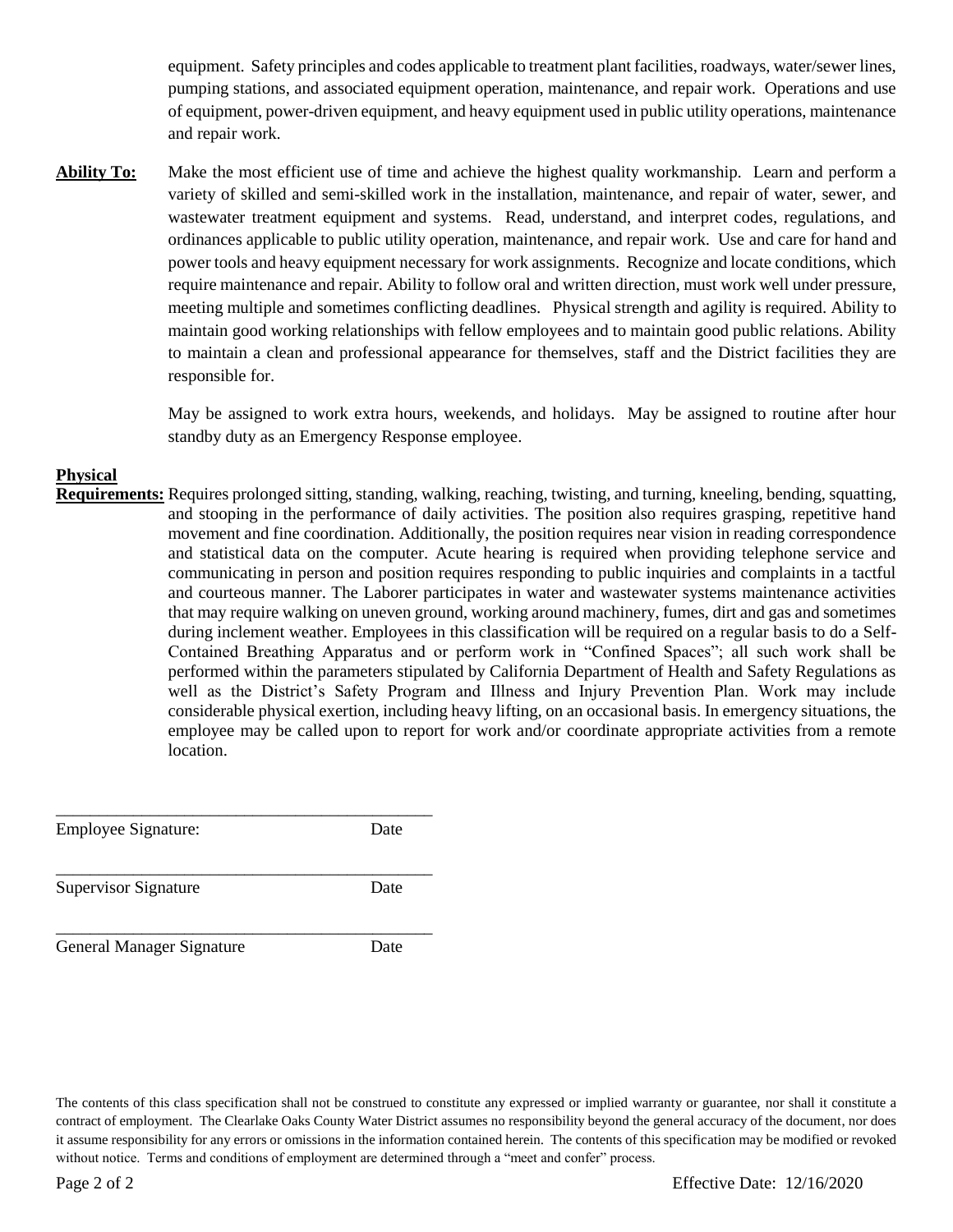equipment. Safety principles and codes applicable to treatment plant facilities, roadways, water/sewer lines, pumping stations, and associated equipment operation, maintenance, and repair work. Operations and use of equipment, power-driven equipment, and heavy equipment used in public utility operations, maintenance and repair work.

**Ability To:** Make the most efficient use of time and achieve the highest quality workmanship. Learn and perform a variety of skilled and semi-skilled work in the installation, maintenance, and repair of water, sewer, and wastewater treatment equipment and systems. Read, understand, and interpret codes, regulations, and ordinances applicable to public utility operation, maintenance, and repair work. Use and care for hand and power tools and heavy equipment necessary for work assignments. Recognize and locate conditions, which require maintenance and repair. Ability to follow oral and written direction, must work well under pressure, meeting multiple and sometimes conflicting deadlines. Physical strength and agility is required. Ability to maintain good working relationships with fellow employees and to maintain good public relations. Ability to maintain a clean and professional appearance for themselves, staff and the District facilities they are responsible for.

May be assigned to work extra hours, weekends, and holidays. May be assigned to routine after hour standby duty as an Emergency Response employee.

**Physical Requirements:** Requires prolonged sitting, standing, walking, reaching, twisting, and turning, kneeling, bending, squatting, and stooping in the performance of daily activities. The position also requires grasping, repetitive hand movement and fine coordination. Additionally, the position requires near vision in reading correspondence and statistical data on the computer. Acute hearing is required when providing telephone service and communicating in person and position requires responding to public inquiries and complaints in a tactful and courteous manner. The Laborer participates in water and wastewater systems maintenance activities that may require walking on uneven ground, working around machinery, fumes, dirt and gas and sometimes during inclement weather. Employees in this classification will be required on a regular basis to do a Self-Contained Breathing Apparatus and or perform work in "Confined Spaces"; all such work shall be performed within the parameters stipulated by California Department of Health and Safety Regulations as well as the District's Safety Program and Illness and Injury Prevention Plan. Work may include considerable physical exertion, including heavy lifting, on an occasional basis. In emergency situations, the employee may be called upon to report for work and/or coordinate appropriate activities from a remote location.

_____________________________________________

Employee Signature: Date

_____________________________________________

Supervisor Signature Date

_____________________________________________

General Manager Signature Date

The contents of this class specification shall not be construed to constitute any expressed or implied warranty or guarantee, nor shall it constitute a contract of employment. The Clearlake Oaks County Water District assumes no responsibility beyond the general accuracy of the document, nor does it assume responsibility for any errors or omissions in the information contained herein. The contents of this specification may be modified or revoked without notice. Terms and conditions of employment are determined through a "meet and confer" process.

Effective Date: 12/16/2020